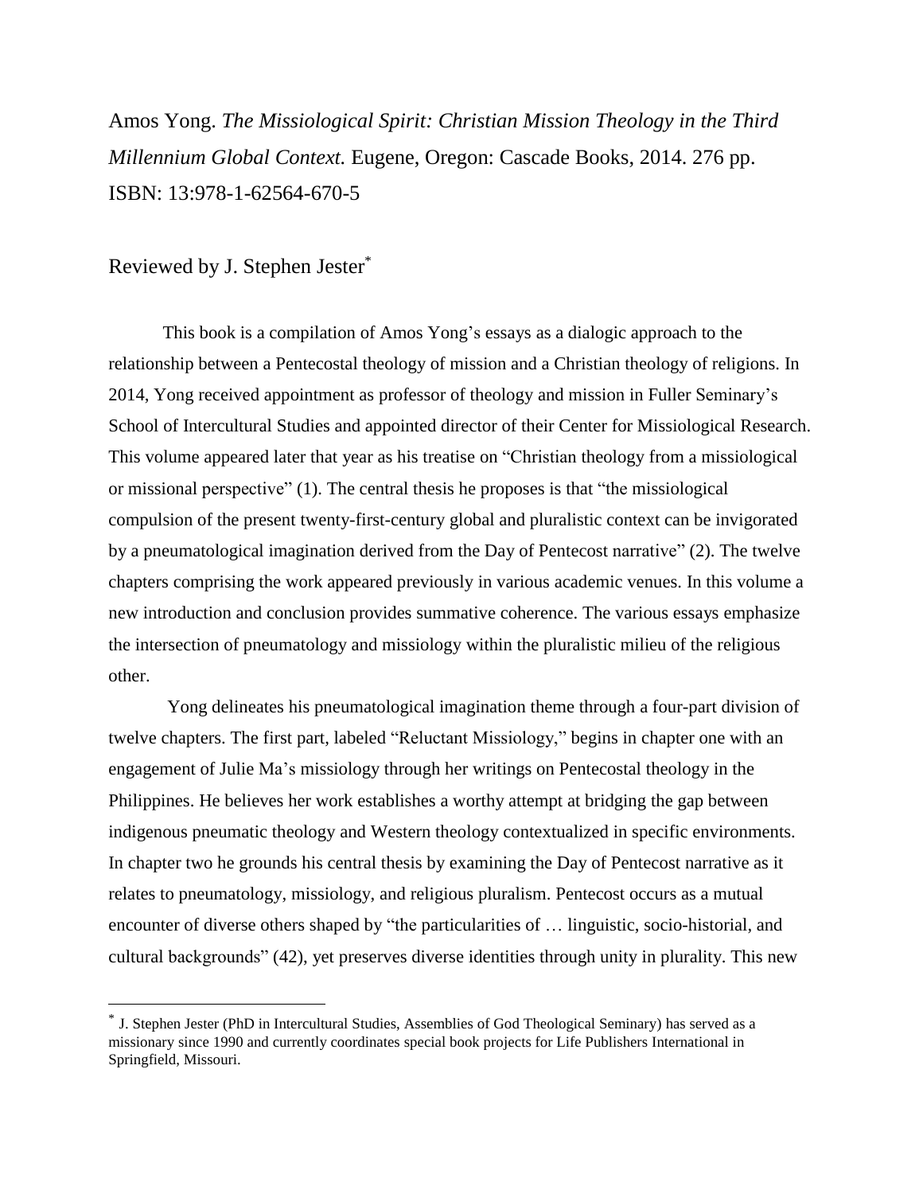Amos Yong. *The Missiological Spirit: Christian Mission Theology in the Third Millennium Global Context.* Eugene, Oregon: Cascade Books, 2014. 276 pp. ISBN: 13:978-1-62564-670-5

Reviewed by J. Stephen Jester[*]

This book is a compilation of Amos Yong's essays as a dialogic approach to the relationship between a Pentecostal theology of mission and a Christian theology of religions. In 2014, Yong received appointment as professor of theology and mission in Fuller Seminary's School of Intercultural Studies and appointed director of their Center for Missiological Research. This volume appeared later that year as his treatise on "Christian theology from a missiological or missional perspective" (1). The central thesis he proposes is that "the missiological compulsion of the present twenty-first-century global and pluralistic context can be invigorated by a pneumatological imagination derived from the Day of Pentecost narrative" (2). The twelve chapters comprising the work appeared previously in various academic venues. In this volume a new introduction and conclusion provides summative coherence. The various essays emphasize the intersection of pneumatology and missiology within the pluralistic milieu of the religious other.

Yong delineates his pneumatological imagination theme through a four-part division of twelve chapters. The first part, labeled "Reluctant Missiology," begins in chapter one with an engagement of Julie Ma's missiology through her writings on Pentecostal theology in the Philippines. He believes her work establishes a worthy attempt at bridging the gap between indigenous pneumatic theology and Western theology contextualized in specific environments. In chapter two he grounds his central thesis by examining the Day of Pentecost narrative as it relates to pneumatology, missiology, and religious pluralism. Pentecost occurs as a mutual encounter of diverse others shaped by "the particularities of … linguistic, socio-historial, and cultural backgrounds" (42), yet preserves diverse identities through unity in plurality. This new

[*] J. Stephen Jester (PhD in Intercultural Studies, Assemblies of God Theological Seminary) has served as a missionary since 1990 and currently coordinates special book projects for Life Publishers International in Springfield, Missouri.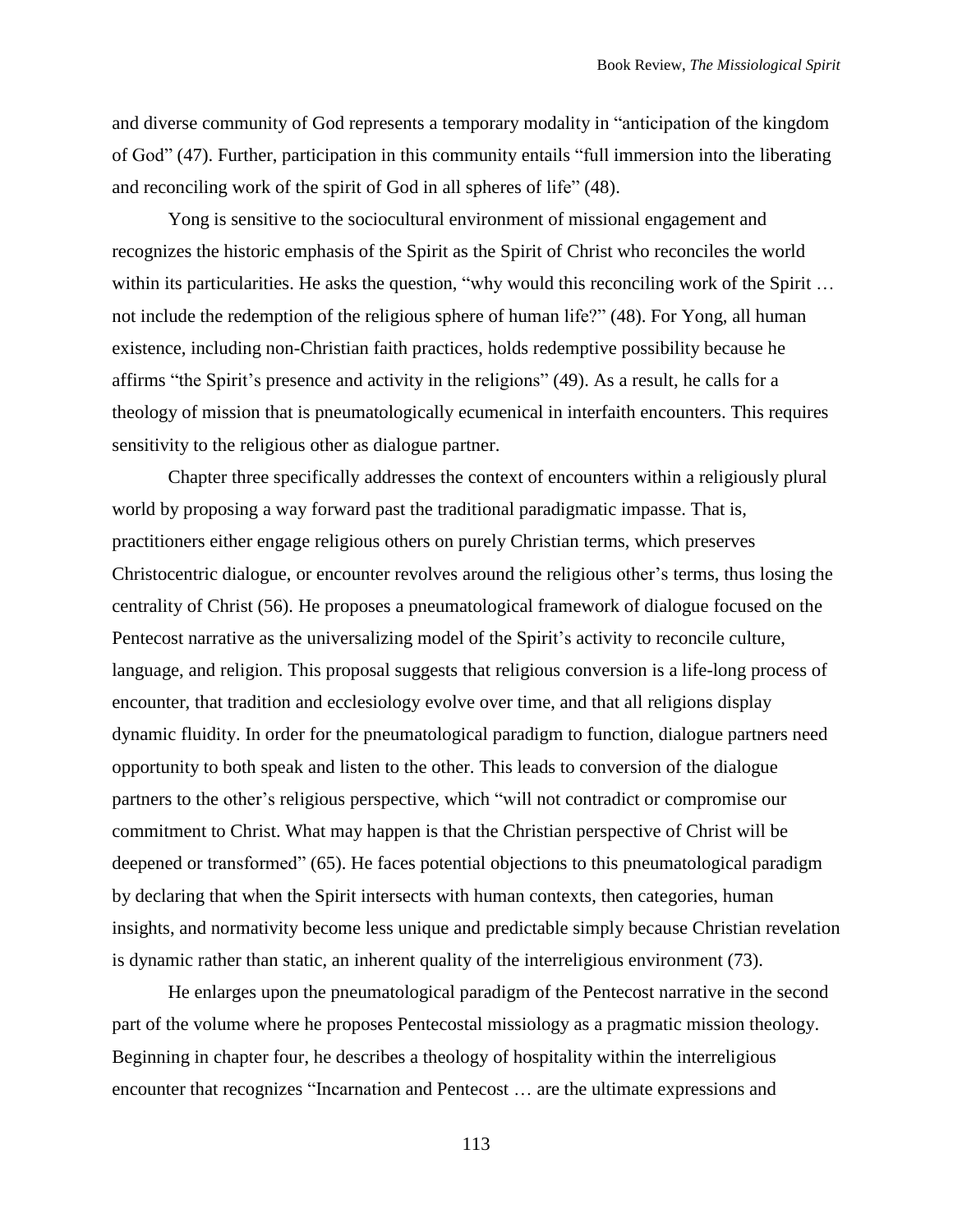and diverse community of God represents a temporary modality in "anticipation of the kingdom of God" (47). Further, participation in this community entails "full immersion into the liberating and reconciling work of the spirit of God in all spheres of life" (48).

Yong is sensitive to the sociocultural environment of missional engagement and recognizes the historic emphasis of the Spirit as the Spirit of Christ who reconciles the world within its particularities. He asks the question, "why would this reconciling work of the Spirit … not include the redemption of the religious sphere of human life?" (48). For Yong, all human existence, including non-Christian faith practices, holds redemptive possibility because he affirms "the Spirit's presence and activity in the religions" (49). As a result, he calls for a theology of mission that is pneumatologically ecumenical in interfaith encounters. This requires sensitivity to the religious other as dialogue partner.

Chapter three specifically addresses the context of encounters within a religiously plural world by proposing a way forward past the traditional paradigmatic impasse. That is, practitioners either engage religious others on purely Christian terms, which preserves Christocentric dialogue, or encounter revolves around the religious other's terms, thus losing the centrality of Christ (56). He proposes a pneumatological framework of dialogue focused on the Pentecost narrative as the universalizing model of the Spirit's activity to reconcile culture, language, and religion. This proposal suggests that religious conversion is a life-long process of encounter, that tradition and ecclesiology evolve over time, and that all religions display dynamic fluidity. In order for the pneumatological paradigm to function, dialogue partners need opportunity to both speak and listen to the other. This leads to conversion of the dialogue partners to the other's religious perspective, which "will not contradict or compromise our commitment to Christ. What may happen is that the Christian perspective of Christ will be deepened or transformed" (65). He faces potential objections to this pneumatological paradigm by declaring that when the Spirit intersects with human contexts, then categories, human insights, and normativity become less unique and predictable simply because Christian revelation is dynamic rather than static, an inherent quality of the interreligious environment (73).

He enlarges upon the pneumatological paradigm of the Pentecost narrative in the second part of the volume where he proposes Pentecostal missiology as a pragmatic mission theology. Beginning in chapter four, he describes a theology of hospitality within the interreligious encounter that recognizes "Incarnation and Pentecost … are the ultimate expressions and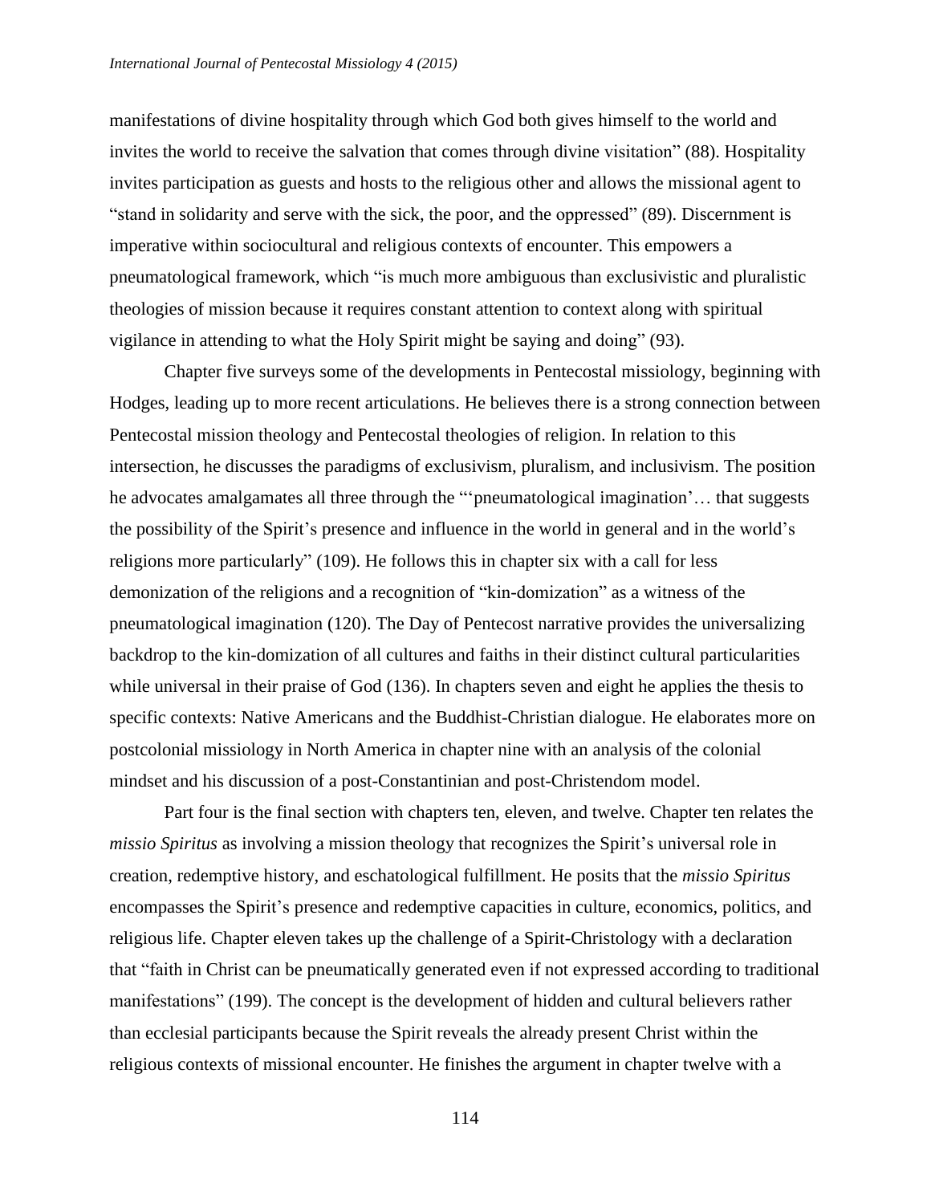manifestations of divine hospitality through which God both gives himself to the world and invites the world to receive the salvation that comes through divine visitation" (88). Hospitality invites participation as guests and hosts to the religious other and allows the missional agent to "stand in solidarity and serve with the sick, the poor, and the oppressed" (89). Discernment is imperative within sociocultural and religious contexts of encounter. This empowers a pneumatological framework, which "is much more ambiguous than exclusivistic and pluralistic theologies of mission because it requires constant attention to context along with spiritual vigilance in attending to what the Holy Spirit might be saying and doing" (93).

Chapter five surveys some of the developments in Pentecostal missiology, beginning with Hodges, leading up to more recent articulations. He believes there is a strong connection between Pentecostal mission theology and Pentecostal theologies of religion. In relation to this intersection, he discusses the paradigms of exclusivism, pluralism, and inclusivism. The position he advocates amalgamates all three through the "'pneumatological imagination'… that suggests the possibility of the Spirit's presence and influence in the world in general and in the world's religions more particularly" (109). He follows this in chapter six with a call for less demonization of the religions and a recognition of "kin-domization" as a witness of the pneumatological imagination (120). The Day of Pentecost narrative provides the universalizing backdrop to the kin-domization of all cultures and faiths in their distinct cultural particularities while universal in their praise of God (136). In chapters seven and eight he applies the thesis to specific contexts: Native Americans and the Buddhist-Christian dialogue. He elaborates more on postcolonial missiology in North America in chapter nine with an analysis of the colonial mindset and his discussion of a post-Constantinian and post-Christendom model.

Part four is the final section with chapters ten, eleven, and twelve. Chapter ten relates the *missio Spiritus* as involving a mission theology that recognizes the Spirit's universal role in creation, redemptive history, and eschatological fulfillment. He posits that the *missio Spiritus* encompasses the Spirit's presence and redemptive capacities in culture, economics, politics, and religious life. Chapter eleven takes up the challenge of a Spirit-Christology with a declaration that "faith in Christ can be pneumatically generated even if not expressed according to traditional manifestations" (199). The concept is the development of hidden and cultural believers rather than ecclesial participants because the Spirit reveals the already present Christ within the religious contexts of missional encounter. He finishes the argument in chapter twelve with a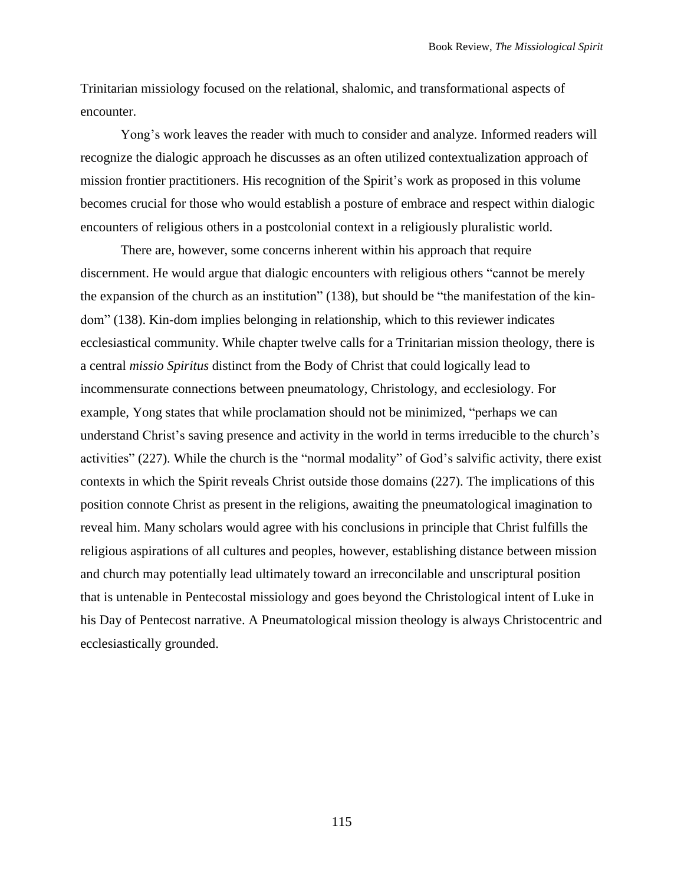Trinitarian missiology focused on the relational, shalomic, and transformational aspects of encounter.

Yong's work leaves the reader with much to consider and analyze. Informed readers will recognize the dialogic approach he discusses as an often utilized contextualization approach of mission frontier practitioners. His recognition of the Spirit's work as proposed in this volume becomes crucial for those who would establish a posture of embrace and respect within dialogic encounters of religious others in a postcolonial context in a religiously pluralistic world.

There are, however, some concerns inherent within his approach that require discernment. He would argue that dialogic encounters with religious others "cannot be merely the expansion of the church as an institution" (138), but should be "the manifestation of the kin-dom" (138). Kin-dom implies belonging in relationship, which to this reviewer indicates ecclesiastical community. While chapter twelve calls for a Trinitarian mission theology, there is a central *missio Spiritus* distinct from the Body of Christ that could logically lead to incommensurate connections between pneumatology, Christology, and ecclesiology. For example, Yong states that while proclamation should not be minimized, "perhaps we can understand Christ's saving presence and activity in the world in terms irreducible to the church's activities" (227). While the church is the "normal modality" of God's salvific activity, there exist contexts in which the Spirit reveals Christ outside those domains (227). The implications of this position connote Christ as present in the religions, awaiting the pneumatological imagination to reveal him. Many scholars would agree with his conclusions in principle that Christ fulfills the religious aspirations of all cultures and peoples, however, establishing distance between mission and church may potentially lead ultimately toward an irreconcilable and unscriptural position that is untenable in Pentecostal missiology and goes beyond the Christological intent of Luke in his Day of Pentecost narrative. A Pneumatological mission theology is always Christocentric and ecclesiastically grounded.